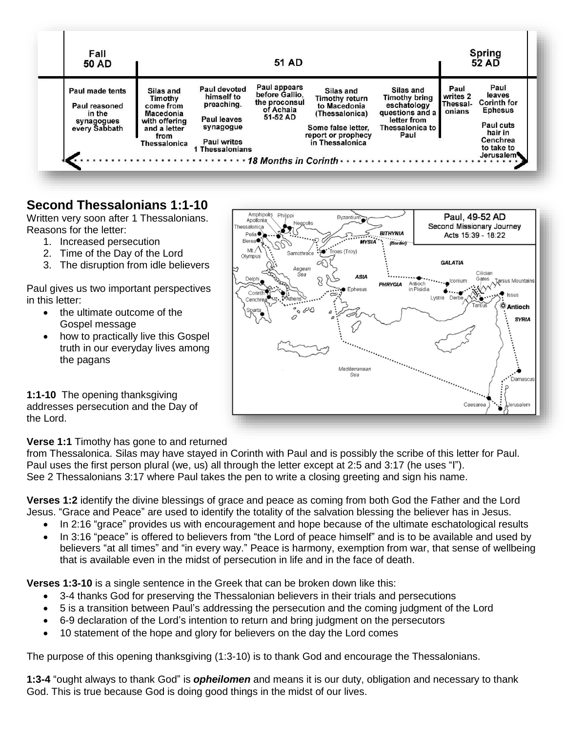| Fall 50 AD | 51 AD | | | | | Spring 52 AD | |
|---|---|---|---|---|---|---|---|
| Paul made tents<br><br>Paul reasoned in the synagogues every Sabbath | Silas and Timothy come from Macedonia with offering and a letter from Thessalonica | Paul devoted himself to preaching.<br><br>Paul leaves synagogue<br><br>Paul writes 1 Thessalonians | Paul appears before Gallio, the proconsul of Achaia 51-52 AD | Silas and Timothy return to Macedonia (Thessalonica)<br><br>Some false letter, report or prophecy in Thessalonica | Silas and Timothy bring eschatology questions and a letter from Thessalonica to Paul | Paul writes 2 Thessalonians | Paul leaves Corinth for Ephesus<br><br>Paul cuts hair in Cenchrea to take to Jerusalem |

18 Months in Corinth

## Second Thessalonians 1:1-10

Written very soon after 1 Thessalonians. Reasons for the letter:

1. Increased persecution
2. Time of the Day of the Lord
3. The disruption from idle believers

Paul gives us two important perspectives in this letter:

- the ultimate outcome of the Gospel message
- how to practically live this Gospel truth in our everyday lives among the pagans

**1:1-10** The opening thanksgiving addresses persecution and the Day of the Lord.

**Verse 1:1** Timothy has gone to and returned from Thessalonica. Silas may have stayed in Corinth with Paul and is possibly the scribe of this letter for Paul. Paul uses the first person plural (we, us) all through the letter except at 2:5 and 3:17 (he uses "I"). See 2 Thessalonians 3:17 where Paul takes the pen to write a closing greeting and sign his name.

**Verses 1:2** identify the divine blessings of grace and peace as coming from both God the Father and the Lord Jesus. "Grace and Peace" are used to identify the totality of the salvation blessing the believer has in Jesus.

- In 2:16 "grace" provides us with encouragement and hope because of the ultimate eschatological results
- In 3:16 "peace" is offered to believers from "the Lord of peace himself" and is to be available and used by believers "at all times" and "in every way." Peace is harmony, exemption from war, that sense of wellbeing that is available even in the midst of persecution in life and in the face of death.

**Verses 1:3-10** is a single sentence in the Greek that can be broken down like this:

- 3-4 thanks God for preserving the Thessalonian believers in their trials and persecutions
- 5 is a transition between Paul's addressing the persecution and the coming judgment of the Lord
- 6-9 declaration of the Lord's intention to return and bring judgment on the persecutors
- 10 statement of the hope and glory for believers on the day the Lord comes

The purpose of this opening thanksgiving (1:3-10) is to thank God and encourage the Thessalonians.

**1:3-4** "ought always to thank God" is ***opheilomen*** and means it is our duty, obligation and necessary to thank God. This is true because God is doing good things in the midst of our lives.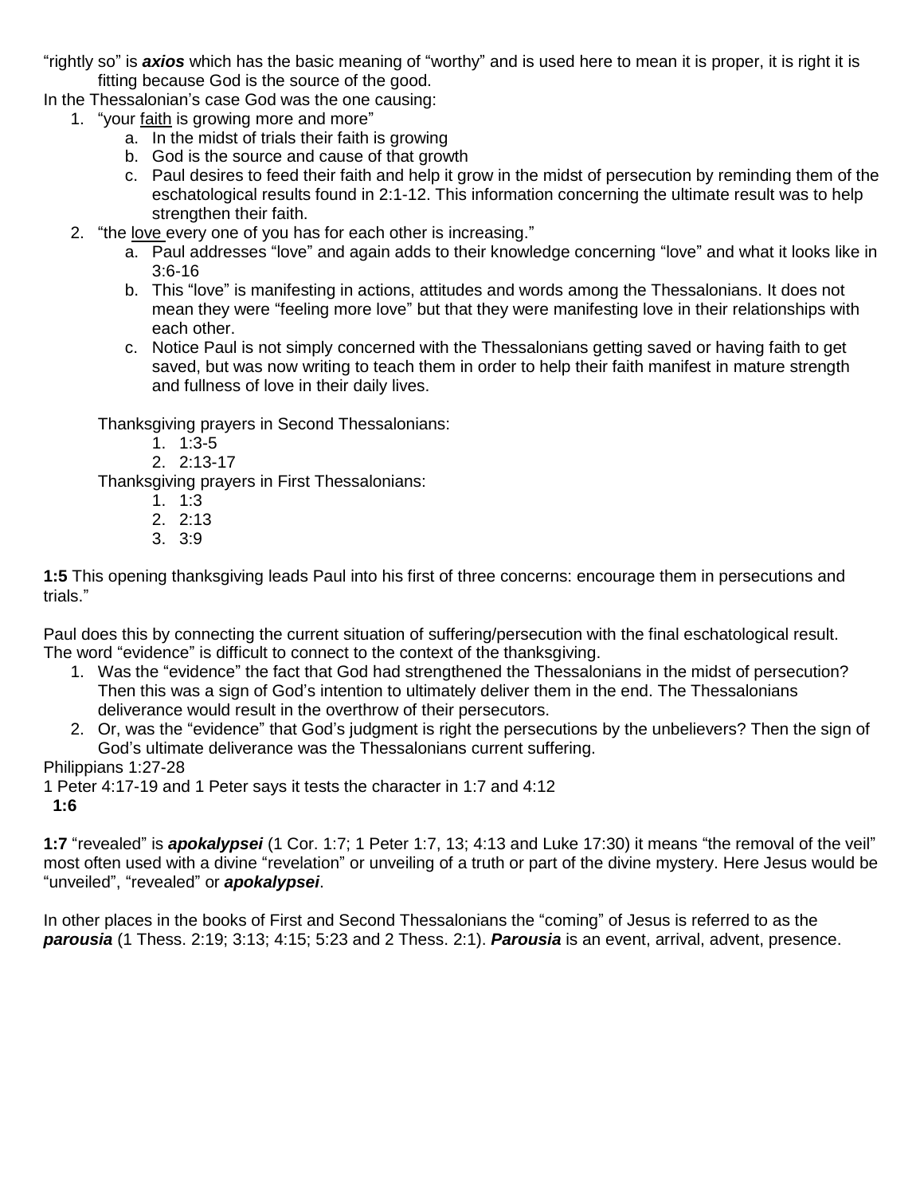"rightly so" is ***axios*** which has the basic meaning of "worthy" and is used here to mean it is proper, it is right it is fitting because God is the source of the good.

In the Thessalonian's case God was the one causing:

1. "your <u>faith</u> is growing more and more"
   a. In the midst of trials their faith is growing
   b. God is the source and cause of that growth
   c. Paul desires to feed their faith and help it grow in the midst of persecution by reminding them of the eschatological results found in 2:1-12. This information concerning the ultimate result was to help strengthen their faith.
2. "the <u>love</u> every one of you has for each other is increasing."
   a. Paul addresses "love" and again adds to their knowledge concerning "love" and what it looks like in 3:6-16
   b. This "love" is manifesting in actions, attitudes and words among the Thessalonians. It does not mean they were "feeling more love" but that they were manifesting love in their relationships with each other.
   c. Notice Paul is not simply concerned with the Thessalonians getting saved or having faith to get saved, but was now writing to teach them in order to help their faith manifest in mature strength and fullness of love in their daily lives.

Thanksgiving prayers in Second Thessalonians:

1. 1:3-5
2. 2:13-17

Thanksgiving prayers in First Thessalonians:

1. 1:3
2. 2:13
3. 3:9

**1:5** This opening thanksgiving leads Paul into his first of three concerns: encourage them in persecutions and trials."

Paul does this by connecting the current situation of suffering/persecution with the final eschatological result. The word "evidence" is difficult to connect to the context of the thanksgiving.

1. Was the "evidence" the fact that God had strengthened the Thessalonians in the midst of persecution? Then this was a sign of God's intention to ultimately deliver them in the end. The Thessalonians deliverance would result in the overthrow of their persecutors.
2. Or, was the "evidence" that God's judgment is right the persecutions by the unbelievers? Then the sign of God's ultimate deliverance was the Thessalonians current suffering.

Philippians 1:27-28

1 Peter 4:17-19 and 1 Peter says it tests the character in 1:7 and 4:12

**1:6**

**1:7** "revealed" is ***apokalypsei*** (1 Cor. 1:7; 1 Peter 1:7, 13; 4:13 and Luke 17:30) it means "the removal of the veil" most often used with a divine "revelation" or unveiling of a truth or part of the divine mystery. Here Jesus would be "unveiled", "revealed" or ***apokalypsei***.

In other places in the books of First and Second Thessalonians the "coming" of Jesus is referred to as the ***parousia*** (1 Thess. 2:19; 3:13; 4:15; 5:23 and 2 Thess. 2:1). ***Parousia*** is an event, arrival, advent, presence.